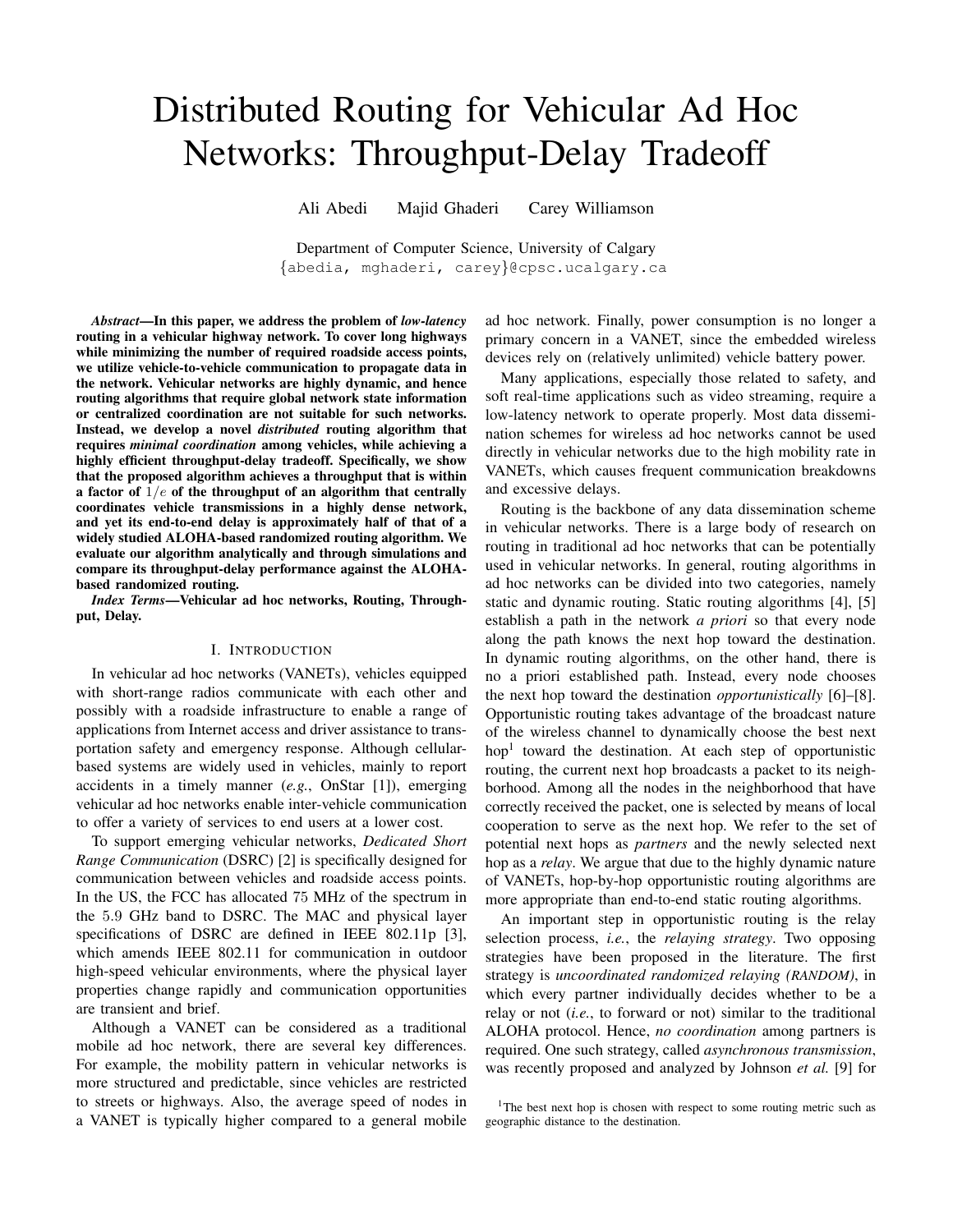# Distributed Routing for Vehicular Ad Hoc Networks: Throughput-Delay Tradeoff

Ali Abedi Majid Ghaderi Carey Williamson

Department of Computer Science, University of Calgary
{abedia, mghaderi, carey}@cpsc.ucalgary.ca

***Abstract*—In this paper, we address the problem of *low-latency* routing in a vehicular highway network. To cover long highways while minimizing the number of required roadside access points, we utilize vehicle-to-vehicle communication to propagate data in the network. Vehicular networks are highly dynamic, and hence routing algorithms that require global network state information or centralized coordination are not suitable for such networks. Instead, we develop a novel *distributed* routing algorithm that requires *minimal coordination* among vehicles, while achieving a highly efficient throughput-delay tradeoff. Specifically, we show that the proposed algorithm achieves a throughput that is within a factor of $1/e$ of the throughput of an algorithm that centrally coordinates vehicle transmissions in a highly dense network, and yet its end-to-end delay is approximately half of that of a widely studied ALOHA-based randomized routing algorithm. We evaluate our algorithm analytically and through simulations and compare its throughput-delay performance against the ALOHA-based randomized routing.**

***Index Terms*—Vehicular ad hoc networks, Routing, Throughput, Delay.**

## I. Introduction

In vehicular ad hoc networks (VANETs), vehicles equipped with short-range radios communicate with each other and possibly with a roadside infrastructure to enable a range of applications from Internet access and driver assistance to transportation safety and emergency response. Although cellular-based systems are widely used in vehicles, mainly to report accidents in a timely manner (*e.g.*, OnStar [1]), emerging vehicular ad hoc networks enable inter-vehicle communication to offer a variety of services to end users at a lower cost.

To support emerging vehicular networks, *Dedicated Short Range Communication* (DSRC) [2] is specifically designed for communication between vehicles and roadside access points. In the US, the FCC has allocated 75 MHz of the spectrum in the 5.9 GHz band to DSRC. The MAC and physical layer specifications of DSRC are defined in IEEE 802.11p [3], which amends IEEE 802.11 for communication in outdoor high-speed vehicular environments, where the physical layer properties change rapidly and communication opportunities are transient and brief.

Although a VANET can be considered as a traditional mobile ad hoc network, there are several key differences. For example, the mobility pattern in vehicular networks is more structured and predictable, since vehicles are restricted to streets or highways. Also, the average speed of nodes in a VANET is typically higher compared to a general mobile ad hoc network. Finally, power consumption is no longer a primary concern in a VANET, since the embedded wireless devices rely on (relatively unlimited) vehicle battery power.

Many applications, especially those related to safety, and soft real-time applications such as video streaming, require a low-latency network to operate properly. Most data dissemination schemes for wireless ad hoc networks cannot be used directly in vehicular networks due to the high mobility rate in VANETs, which causes frequent communication breakdowns and excessive delays.

Routing is the backbone of any data dissemination scheme in vehicular networks. There is a large body of research on routing in traditional ad hoc networks that can be potentially used in vehicular networks. In general, routing algorithms in ad hoc networks can be divided into two categories, namely static and dynamic routing. Static routing algorithms [4], [5] establish a path in the network *a priori* so that every node along the path knows the next hop toward the destination. In dynamic routing algorithms, on the other hand, there is no a priori established path. Instead, every node chooses the next hop toward the destination *opportunistically* [6]–[8]. Opportunistic routing takes advantage of the broadcast nature of the wireless channel to dynamically choose the best next hop[1] toward the destination. At each step of opportunistic routing, the current next hop broadcasts a packet to its neighborhood. Among all the nodes in the neighborhood that have correctly received the packet, one is selected by means of local cooperation to serve as the next hop. We refer to the set of potential next hops as *partners* and the newly selected next hop as a *relay*. We argue that due to the highly dynamic nature of VANETs, hop-by-hop opportunistic routing algorithms are more appropriate than end-to-end static routing algorithms.

An important step in opportunistic routing is the relay selection process, *i.e.*, the *relaying strategy*. Two opposing strategies have been proposed in the literature. The first strategy is *uncoordinated randomized relaying (RANDOM)*, in which every partner individually decides whether to be a relay or not (*i.e.*, to forward or not) similar to the traditional ALOHA protocol. Hence, *no coordination* among partners is required. One such strategy, called *asynchronous transmission*, was recently proposed and analyzed by Johnson *et al.* [9] for

[1]The best next hop is chosen with respect to some routing metric such as geographic distance to the destination.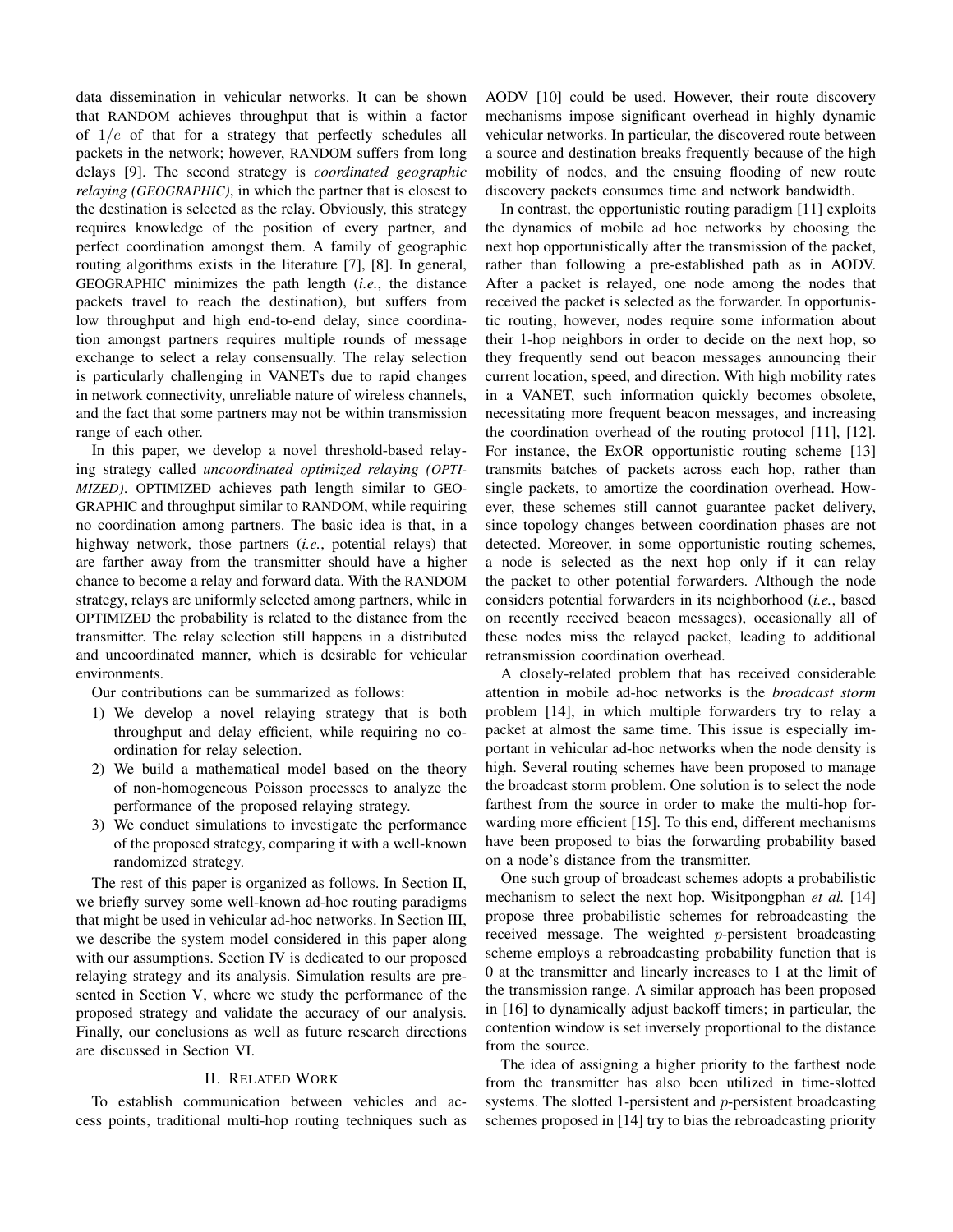data dissemination in vehicular networks. It can be shown that RANDOM achieves throughput that is within a factor of $1/e$ of that for a strategy that perfectly schedules all packets in the network; however, RANDOM suffers from long delays [9]. The second strategy is *coordinated geographic relaying (GEOGRAPHIC)*, in which the partner that is closest to the destination is selected as the relay. Obviously, this strategy requires knowledge of the position of every partner, and perfect coordination amongst them. A family of geographic routing algorithms exists in the literature [7], [8]. In general, GEOGRAPHIC minimizes the path length (*i.e.*, the distance packets travel to reach the destination), but suffers from low throughput and high end-to-end delay, since coordination amongst partners requires multiple rounds of message exchange to select a relay consensually. The relay selection is particularly challenging in VANETs due to rapid changes in network connectivity, unreliable nature of wireless channels, and the fact that some partners may not be within transmission range of each other.

In this paper, we develop a novel threshold-based relaying strategy called *uncoordinated optimized relaying (OPTIMIZED)*. OPTIMIZED achieves path length similar to GEOGRAPHIC and throughput similar to RANDOM, while requiring no coordination among partners. The basic idea is that, in a highway network, those partners (*i.e.*, potential relays) that are farther away from the transmitter should have a higher chance to become a relay and forward data. With the RANDOM strategy, relays are uniformly selected among partners, while in OPTIMIZED the probability is related to the distance from the transmitter. The relay selection still happens in a distributed and uncoordinated manner, which is desirable for vehicular environments.

Our contributions can be summarized as follows:

1) We develop a novel relaying strategy that is both throughput and delay efficient, while requiring no coordination for relay selection.
2) We build a mathematical model based on the theory of non-homogeneous Poisson processes to analyze the performance of the proposed relaying strategy.
3) We conduct simulations to investigate the performance of the proposed strategy, comparing it with a well-known randomized strategy.

The rest of this paper is organized as follows. In Section II, we briefly survey some well-known ad-hoc routing paradigms that might be used in vehicular ad-hoc networks. In Section III, we describe the system model considered in this paper along with our assumptions. Section IV is dedicated to our proposed relaying strategy and its analysis. Simulation results are presented in Section V, where we study the performance of the proposed strategy and validate the accuracy of our analysis. Finally, our conclusions as well as future research directions are discussed in Section VI.

## II. Related Work

To establish communication between vehicles and access points, traditional multi-hop routing techniques such as AODV [10] could be used. However, their route discovery mechanisms impose significant overhead in highly dynamic vehicular networks. In particular, the discovered route between a source and destination breaks frequently because of the high mobility of nodes, and the ensuing flooding of new route discovery packets consumes time and network bandwidth.

In contrast, the opportunistic routing paradigm [11] exploits the dynamics of mobile ad hoc networks by choosing the next hop opportunistically after the transmission of the packet, rather than following a pre-established path as in AODV. After a packet is relayed, one node among the nodes that received the packet is selected as the forwarder. In opportunistic routing, however, nodes require some information about their 1-hop neighbors in order to decide on the next hop, so they frequently send out beacon messages announcing their current location, speed, and direction. With high mobility rates in a VANET, such information quickly becomes obsolete, necessitating more frequent beacon messages, and increasing the coordination overhead of the routing protocol [11], [12]. For instance, the ExOR opportunistic routing scheme [13] transmits batches of packets across each hop, rather than single packets, to amortize the coordination overhead. However, these schemes still cannot guarantee packet delivery, since topology changes between coordination phases are not detected. Moreover, in some opportunistic routing schemes, a node is selected as the next hop only if it can relay the packet to other potential forwarders. Although the node considers potential forwarders in its neighborhood (*i.e.*, based on recently received beacon messages), occasionally all of these nodes miss the relayed packet, leading to additional retransmission coordination overhead.

A closely-related problem that has received considerable attention in mobile ad-hoc networks is the *broadcast storm* problem [14], in which multiple forwarders try to relay a packet at almost the same time. This issue is especially important in vehicular ad-hoc networks when the node density is high. Several routing schemes have been proposed to manage the broadcast storm problem. One solution is to select the node farthest from the source in order to make the multi-hop forwarding more efficient [15]. To this end, different mechanisms have been proposed to bias the forwarding probability based on a node's distance from the transmitter.

One such group of broadcast schemes adopts a probabilistic mechanism to select the next hop. Wisitpongphan *et al.* [14] propose three probabilistic schemes for rebroadcasting the received message. The weighted $p$-persistent broadcasting scheme employs a rebroadcasting probability function that is 0 at the transmitter and linearly increases to 1 at the limit of the transmission range. A similar approach has been proposed in [16] to dynamically adjust backoff timers; in particular, the contention window is set inversely proportional to the distance from the source.

The idea of assigning a higher priority to the farthest node from the transmitter has also been utilized in time-slotted systems. The slotted 1-persistent and $p$-persistent broadcasting schemes proposed in [14] try to bias the rebroadcasting priority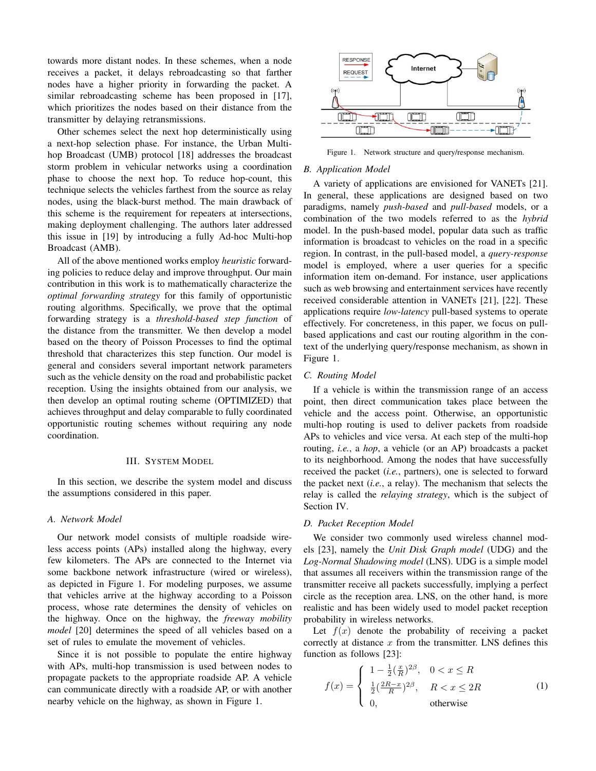towards more distant nodes. In these schemes, when a node receives a packet, it delays rebroadcasting so that farther nodes have a higher priority in forwarding the packet. A similar rebroadcasting scheme has been proposed in [17], which prioritizes the nodes based on their distance from the transmitter by delaying retransmissions.

Other schemes select the next hop deterministically using a next-hop selection phase. For instance, the Urban Multi-hop Broadcast (UMB) protocol [18] addresses the broadcast storm problem in vehicular networks using a coordination phase to choose the next hop. To reduce hop-count, this technique selects the vehicles farthest from the source as relay nodes, using the black-burst method. The main drawback of this scheme is the requirement for repeaters at intersections, making deployment challenging. The authors later addressed this issue in [19] by introducing a fully Ad-hoc Multi-hop Broadcast (AMB).

All of the above mentioned works employ *heuristic* forwarding policies to reduce delay and improve throughput. Our main contribution in this work is to mathematically characterize the *optimal forwarding strategy* for this family of opportunistic routing algorithms. Specifically, we prove that the optimal forwarding strategy is a *threshold-based step function* of the distance from the transmitter. We then develop a model based on the theory of Poisson Processes to find the optimal threshold that characterizes this step function. Our model is general and considers several important network parameters such as the vehicle density on the road and probabilistic packet reception. Using the insights obtained from our analysis, we then develop an optimal routing scheme (OPTIMIZED) that achieves throughput and delay comparable to fully coordinated opportunistic routing schemes without requiring any node coordination.

## III. System Model

In this section, we describe the system model and discuss the assumptions considered in this paper.

### A. Network Model

Our network model consists of multiple roadside wireless access points (APs) installed along the highway, every few kilometers. The APs are connected to the Internet via some backbone network infrastructure (wired or wireless), as depicted in Figure 1. For modeling purposes, we assume that vehicles arrive at the highway according to a Poisson process, whose rate determines the density of vehicles on the highway. Once on the highway, the *freeway mobility model* [20] determines the speed of all vehicles based on a set of rules to emulate the movement of vehicles.

Since it is not possible to populate the entire highway with APs, multi-hop transmission is used between nodes to propagate packets to the appropriate roadside AP. A vehicle can communicate directly with a roadside AP, or with another nearby vehicle on the highway, as shown in Figure 1.

Figure 1. Network structure and query/response mechanism.

### B. Application Model

A variety of applications are envisioned for VANETs [21]. In general, these applications are designed based on two paradigms, namely *push-based* and *pull-based* models, or a combination of the two models referred to as the *hybrid* model. In the push-based model, popular data such as traffic information is broadcast to vehicles on the road in a specific region. In contrast, in the pull-based model, a *query-response* model is employed, where a user queries for a specific information item on-demand. For instance, user applications such as web browsing and entertainment services have recently received considerable attention in VANETs [21], [22]. These applications require *low-latency* pull-based systems to operate effectively. For concreteness, in this paper, we focus on pull-based applications and cast our routing algorithm in the context of the underlying query/response mechanism, as shown in Figure 1.

### C. Routing Model

If a vehicle is within the transmission range of an access point, then direct communication takes place between the vehicle and the access point. Otherwise, an opportunistic multi-hop routing is used to deliver packets from roadside APs to vehicles and vice versa. At each step of the multi-hop routing, *i.e.*, a *hop*, a vehicle (or an AP) broadcasts a packet to its neighborhood. Among the nodes that have successfully received the packet (*i.e.*, partners), one is selected to forward the packet next (*i.e.*, a relay). The mechanism that selects the relay is called the *relaying strategy*, which is the subject of Section IV.

### D. Packet Reception Model

We consider two commonly used wireless channel models [23], namely the *Unit Disk Graph model* (UDG) and the *Log-Normal Shadowing model* (LNS). UDG is a simple model that assumes all receivers within the transmission range of the transmitter receive all packets successfully, implying a perfect circle as the reception area. LNS, on the other hand, is more realistic and has been widely used to model packet reception probability in wireless networks.

Let $f(x)$ denote the probability of receiving a packet correctly at distance $x$ from the transmitter. LNS defines this function as follows [23]:

$$f(x) = \begin{cases} 1 - \frac{1}{2}(\frac{x}{R})^{2\beta}, & 0 < x \leq R \\ \frac{1}{2}(\frac{2R-x}{R})^{2\beta}, & R < x \leq 2R \\ 0, & \text{otherwise} \end{cases} \tag{1}$$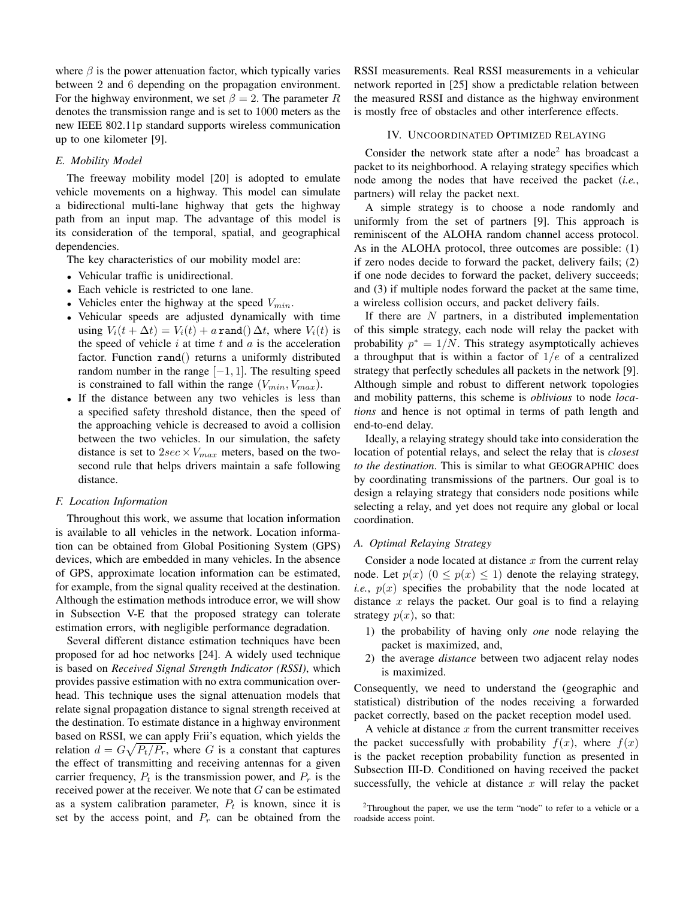where $\beta$ is the power attenuation factor, which typically varies between 2 and 6 depending on the propagation environment. For the highway environment, we set $\beta = 2$. The parameter $R$ denotes the transmission range and is set to 1000 meters as the new IEEE 802.11p standard supports wireless communication up to one kilometer [9].

### E. Mobility Model

The freeway mobility model [20] is adopted to emulate vehicle movements on a highway. This model can simulate a bidirectional multi-lane highway that gets the highway path from an input map. The advantage of this model is its consideration of the temporal, spatial, and geographical dependencies.

The key characteristics of our mobility model are:

- Vehicular traffic is unidirectional.
- Each vehicle is restricted to one lane.
- Vehicles enter the highway at the speed $V_{min}$.
- Vehicular speeds are adjusted dynamically with time using $V_i(t + \Delta t) = V_i(t) + a\,\texttt{rand}()\,\Delta t$, where $V_i(t)$ is the speed of vehicle $i$ at time $t$ and $a$ is the acceleration factor. Function rand() returns a uniformly distributed random number in the range $[-1, 1]$. The resulting speed is constrained to fall within the range $(V_{min}, V_{max})$.
- If the distance between any two vehicles is less than a specified safety threshold distance, then the speed of the approaching vehicle is decreased to avoid a collision between the two vehicles. In our simulation, the safety distance is set to $2sec \times V_{max}$ meters, based on the two-second rule that helps drivers maintain a safe following distance.

### F. Location Information

Throughout this work, we assume that location information is available to all vehicles in the network. Location information can be obtained from Global Positioning System (GPS) devices, which are embedded in many vehicles. In the absence of GPS, approximate location information can be estimated, for example, from the signal quality received at the destination. Although the estimation methods introduce error, we will show in Subsection V-E that the proposed strategy can tolerate estimation errors, with negligible performance degradation.

Several different distance estimation techniques have been proposed for ad hoc networks [24]. A widely used technique is based on *Received Signal Strength Indicator (RSSI)*, which provides passive estimation with no extra communication overhead. This technique uses the signal attenuation models that relate signal propagation distance to signal strength received at the destination. To estimate distance in a highway environment based on RSSI, we can apply Frii's equation, which yields the relation $d = G\sqrt{P_t/P_r}$, where $G$ is a constant that captures the effect of transmitting and receiving antennas for a given carrier frequency, $P_t$ is the transmission power, and $P_r$ is the received power at the receiver. We note that $G$ can be estimated as a system calibration parameter, $P_t$ is known, since it is set by the access point, and $P_r$ can be obtained from the RSSI measurements. Real RSSI measurements in a vehicular network reported in [25] show a predictable relation between the measured RSSI and distance as the highway environment is mostly free of obstacles and other interference effects.

## IV. Uncoordinated Optimized Relaying

Consider the network state after a node[2] has broadcast a packet to its neighborhood. A relaying strategy specifies which node among the nodes that have received the packet (*i.e.*, partners) will relay the packet next.

A simple strategy is to choose a node randomly and uniformly from the set of partners [9]. This approach is reminiscent of the ALOHA random channel access protocol. As in the ALOHA protocol, three outcomes are possible: (1) if zero nodes decide to forward the packet, delivery fails; (2) if one node decides to forward the packet, delivery succeeds; and (3) if multiple nodes forward the packet at the same time, a wireless collision occurs, and packet delivery fails.

If there are $N$ partners, in a distributed implementation of this simple strategy, each node will relay the packet with probability $p^* = 1/N$. This strategy asymptotically achieves a throughput that is within a factor of $1/e$ of a centralized strategy that perfectly schedules all packets in the network [9]. Although simple and robust to different network topologies and mobility patterns, this scheme is *oblivious* to node *locations* and hence is not optimal in terms of path length and end-to-end delay.

Ideally, a relaying strategy should take into consideration the location of potential relays, and select the relay that is *closest to the destination*. This is similar to what GEOGRAPHIC does by coordinating transmissions of the partners. Our goal is to design a relaying strategy that considers node positions while selecting a relay, and yet does not require any global or local coordination.

### A. Optimal Relaying Strategy

Consider a node located at distance $x$ from the current relay node. Let $p(x)$ $(0 \leq p(x) \leq 1)$ denote the relaying strategy, *i.e.*, $p(x)$ specifies the probability that the node located at distance $x$ relays the packet. Our goal is to find a relaying strategy $p(x)$, so that:

1) the probability of having only *one* node relaying the packet is maximized, and,
2) the average *distance* between two adjacent relay nodes is maximized.

Consequently, we need to understand the (geographic and statistical) distribution of the nodes receiving a forwarded packet correctly, based on the packet reception model used.

A vehicle at distance $x$ from the current transmitter receives the packet successfully with probability $f(x)$, where $f(x)$ is the packet reception probability function as presented in Subsection III-D. Conditioned on having received the packet successfully, the vehicle at distance $x$ will relay the packet

[2] Throughout the paper, we use the term "node" to refer to a vehicle or a roadside access point.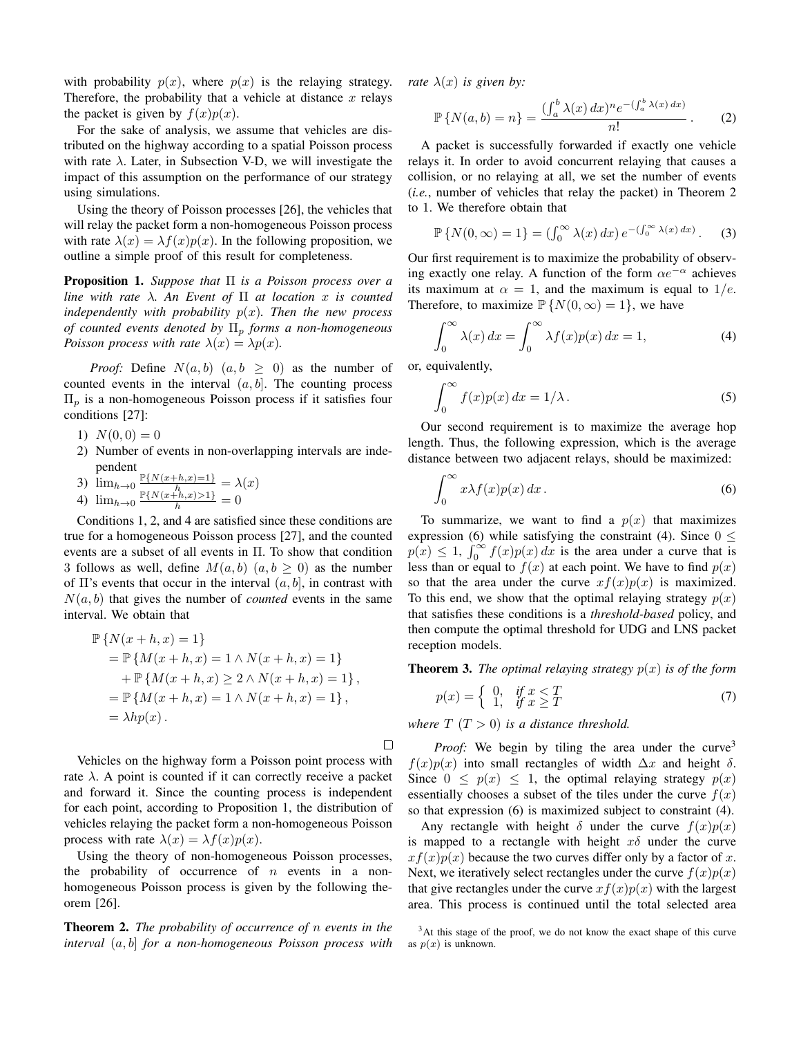with probability $p(x)$, where $p(x)$ is the relaying strategy. Therefore, the probability that a vehicle at distance $x$ relays the packet is given by $f(x)p(x)$.

For the sake of analysis, we assume that vehicles are distributed on the highway according to a spatial Poisson process with rate $\lambda$. Later, in Subsection V-D, we will investigate the impact of this assumption on the performance of our strategy using simulations.

Using the theory of Poisson processes [26], the vehicles that will relay the packet form a non-homogeneous Poisson process with rate $\lambda(x) = \lambda f(x)p(x)$. In the following proposition, we outline a simple proof of this result for completeness.

**Proposition 1.** *Suppose that $\Pi$ is a Poisson process over a line with rate $\lambda$. An Event of $\Pi$ at location $x$ is counted independently with probability $p(x)$. Then the new process of counted events denoted by $\Pi_p$ forms a non-homogeneous Poisson process with rate $\lambda(x) = \lambda p(x)$.*

*Proof:* Define $N(a, b)$ $(a, b \geq 0)$ as the number of counted events in the interval $(a, b]$. The counting process $\Pi_p$ is a non-homogeneous Poisson process if it satisfies four conditions [27]:

1) $N(0, 0) = 0$
2) Number of events in non-overlapping intervals are independent
3) $\lim_{h\to 0} \frac{\mathbb{P}\{N(x+h,x)=1\}}{h} = \lambda(x)$
4) $\lim_{h\to 0} \frac{\mathbb{P}\{N(x+h,x)>1\}}{h} = 0$

Conditions 1, 2, and 4 are satisfied since these conditions are true for a homogeneous Poisson process [27], and the counted events are a subset of all events in $\Pi$. To show that condition 3 follows as well, define $M(a, b)$ $(a, b \geq 0)$ as the number of $\Pi$'s events that occur in the interval $(a, b]$, in contrast with $N(a, b)$ that gives the number of *counted* events in the same interval. We obtain that

$$
\begin{aligned}
&\mathbb{P}\{N(x + h, x) = 1\} \\
&= \mathbb{P}\{M(x + h, x) = 1 \wedge N(x + h, x) = 1\} \\
&\quad + \mathbb{P}\{M(x + h, x) \geq 2 \wedge N(x + h, x) = 1\}, \\
&= \mathbb{P}\{M(x + h, x) = 1 \wedge N(x + h, x) = 1\}, \\
&= \lambda h p(x).
\end{aligned}
$$

□

Vehicles on the highway form a Poisson point process with rate $\lambda$. A point is counted if it can correctly receive a packet and forward it. Since the counting process is independent for each point, according to Proposition 1, the distribution of vehicles relaying the packet form a non-homogeneous Poisson process with rate $\lambda(x) = \lambda f(x)p(x)$.

Using the theory of non-homogeneous Poisson processes, the probability of occurrence of $n$ events in a non-homogeneous Poisson process is given by the following theorem [26].

**Theorem 2.** *The probability of occurrence of $n$ events in the interval $(a, b]$ for a non-homogeneous Poisson process with rate $\lambda(x)$ is given by:*

$$
\mathbb{P}\{N(a, b) = n\} = \frac{(\int_a^b \lambda(x)\,dx)^n e^{-(\int_a^b \lambda(x)\,dx)}}{n!}. \tag{2}
$$

A packet is successfully forwarded if exactly one vehicle relays it. In order to avoid concurrent relaying that causes a collision, or no relaying at all, we set the number of events (*i.e.*, number of vehicles that relay the packet) in Theorem 2 to 1. We therefore obtain that

$$
\mathbb{P}\{N(0, \infty) = 1\} = (\textstyle\int_0^\infty \lambda(x)\,dx)\, e^{-(\int_0^\infty \lambda(x)\,dx)}. \tag{3}
$$

Our first requirement is to maximize the probability of observing exactly one relay. A function of the form $\alpha e^{-\alpha}$ achieves its maximum at $\alpha = 1$, and the maximum is equal to $1/e$. Therefore, to maximize $\mathbb{P}\{N(0, \infty) = 1\}$, we have

$$
\int_0^\infty \lambda(x)\,dx = \int_0^\infty \lambda f(x)p(x)\,dx = 1, \tag{4}
$$

or, equivalently,

$$
\int_0^\infty f(x)p(x)\,dx = 1/\lambda. \tag{5}
$$

Our second requirement is to maximize the average hop length. Thus, the following expression, which is the average distance between two adjacent relays, should be maximized:

$$
\int_0^\infty x\lambda f(x)p(x)\,dx. \tag{6}
$$

To summarize, we want to find a $p(x)$ that maximizes expression (6) while satisfying the constraint (4). Since $0 \leq p(x) \leq 1$, $\int_0^\infty f(x)p(x)\,dx$ is the area under a curve that is less than or equal to $f(x)$ at each point. We have to find $p(x)$ so that the area under the curve $xf(x)p(x)$ is maximized. To this end, we show that the optimal relaying strategy $p(x)$ that satisfies these conditions is a *threshold-based* policy, and then compute the optimal threshold for UDG and LNS packet reception models.

**Theorem 3.** *The optimal relaying strategy $p(x)$ is of the form*

$$
p(x) = \begin{cases} 0, & \text{if } x < T \\ 1, & \text{if } x \geq T \end{cases} \tag{7}
$$

*where $T$ $(T > 0)$ is a distance threshold.*

*Proof:* We begin by tiling the area under the curve[3] $f(x)p(x)$ into small rectangles of width $\Delta x$ and height $\delta$. Since $0 \leq p(x) \leq 1$, the optimal relaying strategy $p(x)$ essentially chooses a subset of the tiles under the curve $f(x)$ so that expression (6) is maximized subject to constraint (4).

Any rectangle with height $\delta$ under the curve $f(x)p(x)$ is mapped to a rectangle with height $x\delta$ under the curve $xf(x)p(x)$ because the two curves differ only by a factor of $x$. Next, we iteratively select rectangles under the curve $f(x)p(x)$ that give rectangles under the curve $xf(x)p(x)$ with the largest area. This process is continued until the total selected area

[3] At this stage of the proof, we do not know the exact shape of this curve as $p(x)$ is unknown.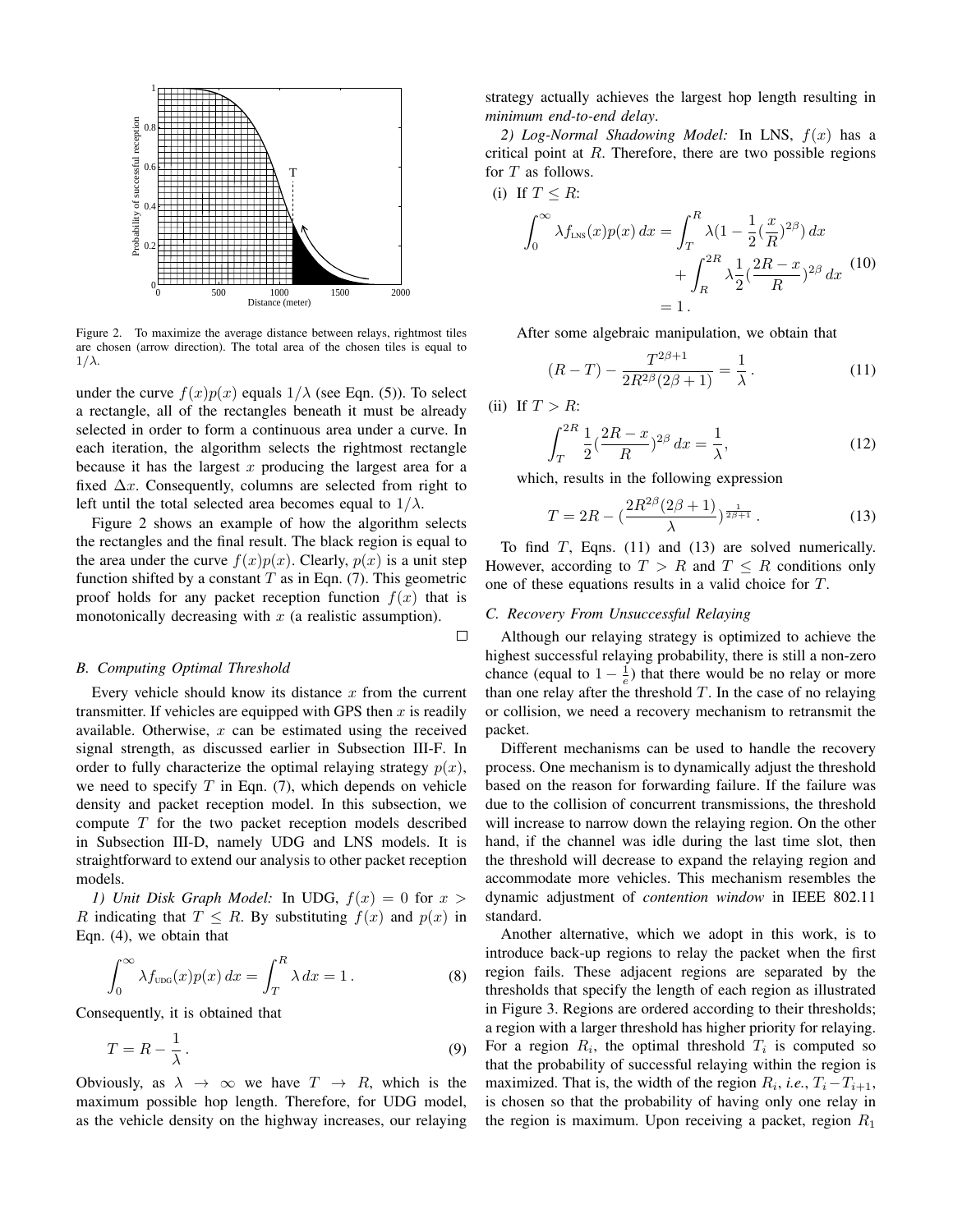Figure 2. To maximize the average distance between relays, rightmost tiles are chosen (arrow direction). The total area of the chosen tiles is equal to $1/\lambda$.

under the curve $f(x)p(x)$ equals $1/\lambda$ (see Eqn. (5)). To select a rectangle, all of the rectangles beneath it must be already selected in order to form a continuous area under a curve. In each iteration, the algorithm selects the rightmost rectangle because it has the largest $x$ producing the largest area for a fixed $\Delta x$. Consequently, columns are selected from right to left until the total selected area becomes equal to $1/\lambda$.

Figure 2 shows an example of how the algorithm selects the rectangles and the final result. The black region is equal to the area under the curve $f(x)p(x)$. Clearly, $p(x)$ is a unit step function shifted by a constant $T$ as in Eqn. (7). This geometric proof holds for any packet reception function $f(x)$ that is monotonically decreasing with $x$ (a realistic assumption).

□

### B. Computing Optimal Threshold

Every vehicle should know its distance $x$ from the current transmitter. If vehicles are equipped with GPS then $x$ is readily available. Otherwise, $x$ can be estimated using the received signal strength, as discussed earlier in Subsection III-F. In order to fully characterize the optimal relaying strategy $p(x)$, we need to specify $T$ in Eqn. (7), which depends on vehicle density and packet reception model. In this subsection, we compute $T$ for the two packet reception models described in Subsection III-D, namely UDG and LNS models. It is straightforward to extend our analysis to other packet reception models.

*1) Unit Disk Graph Model:* In UDG, $f(x) = 0$ for $x > R$ indicating that $T \leq R$. By substituting $f(x)$ and $p(x)$ in Eqn. (4), we obtain that

$$\int_0^\infty \lambda f_{\text{UDG}}(x)p(x)\,dx = \int_T^R \lambda\,dx = 1\,. \tag{8}$$

Consequently, it is obtained that

$$T = R - \frac{1}{\lambda}\,. \tag{9}$$

Obviously, as $\lambda \to \infty$ we have $T \to R$, which is the maximum possible hop length. Therefore, for UDG model, as the vehicle density on the highway increases, our relaying strategy actually achieves the largest hop length resulting in *minimum end-to-end delay*.

*2) Log-Normal Shadowing Model:* In LNS, $f(x)$ has a critical point at $R$. Therefore, there are two possible regions for $T$ as follows.

(i) If $T \leq R$:

$$\begin{aligned}\int_0^\infty \lambda f_{\text{LNS}}(x)p(x)\,dx &= \int_T^R \lambda\Big(1 - \frac{1}{2}\big(\frac{x}{R}\big)^{2\beta}\Big)\,dx \\ &\quad + \int_R^{2R} \lambda\frac{1}{2}\big(\frac{2R-x}{R}\big)^{2\beta}\,dx \\ &= 1\,.\end{aligned} \tag{10}$$

After some algebraic manipulation, we obtain that

$$(R - T) - \frac{T^{2\beta+1}}{2R^{2\beta}(2\beta+1)} = \frac{1}{\lambda}\,. \tag{11}$$

(ii) If $T > R$:

$$\int_T^{2R} \frac{1}{2}\big(\frac{2R-x}{R}\big)^{2\beta}\,dx = \frac{1}{\lambda}, \tag{12}$$

which, results in the following expression

$$T = 2R - \Big(\frac{2R^{2\beta}(2\beta+1)}{\lambda}\Big)^{\frac{1}{2\beta+1}}\,. \tag{13}$$

To find $T$, Eqns. (11) and (13) are solved numerically. However, according to $T > R$ and $T \leq R$ conditions only one of these equations results in a valid choice for $T$.

### C. Recovery From Unsuccessful Relaying

Although our relaying strategy is optimized to achieve the highest successful relaying probability, there is still a non-zero chance (equal to $1 - \frac{1}{e}$) that there would be no relay or more than one relay after the threshold $T$. In the case of no relaying or collision, we need a recovery mechanism to retransmit the packet.

Different mechanisms can be used to handle the recovery process. One mechanism is to dynamically adjust the threshold based on the reason for forwarding failure. If the failure was due to the collision of concurrent transmissions, the threshold will increase to narrow down the relaying region. On the other hand, if the channel was idle during the last time slot, then the threshold will decrease to expand the relaying region and accommodate more vehicles. This mechanism resembles the dynamic adjustment of *contention window* in IEEE 802.11 standard.

Another alternative, which we adopt in this work, is to introduce back-up regions to relay the packet when the first region fails. These adjacent regions are separated by the thresholds that specify the length of each region as illustrated in Figure 3. Regions are ordered according to their thresholds; a region with a larger threshold has higher priority for relaying. For a region $R_i$, the optimal threshold $T_i$ is computed so that the probability of successful relaying within the region is maximized. That is, the width of the region $R_i$, *i.e.*, $T_i - T_{i+1}$, is chosen so that the probability of having only one relay in the region is maximum. Upon receiving a packet, region $R_1$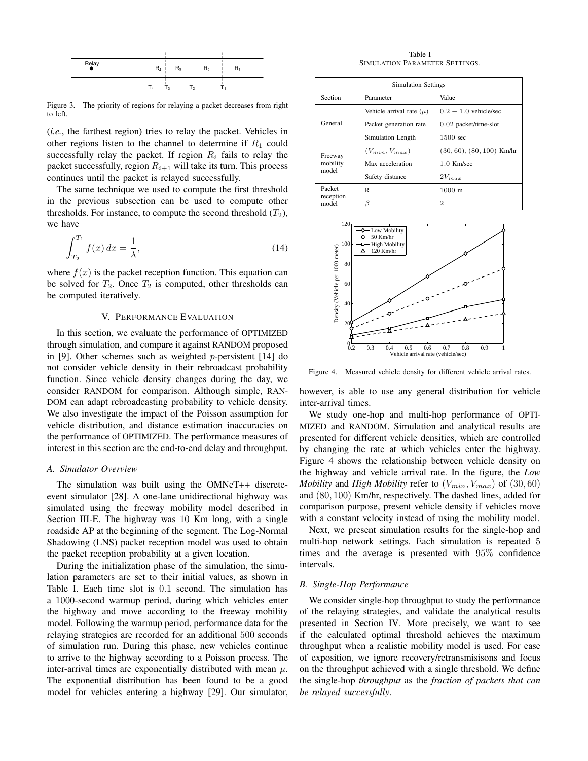Figure 3. The priority of regions for relaying a packet decreases from right to left.

(*i.e.*, the farthest region) tries to relay the packet. Vehicles in other regions listen to the channel to determine if $R_1$ could successfully relay the packet. If region $R_i$ fails to relay the packet successfully, region $R_{i+1}$ will take its turn. This process continues until the packet is relayed successfully.

The same technique we used to compute the first threshold in the previous subsection can be used to compute other thresholds. For instance, to compute the second threshold ($T_2$), we have

$$\int_{T_2}^{T_1} f(x)\, dx = \frac{1}{\lambda}, \tag{14}$$

where $f(x)$ is the packet reception function. This equation can be solved for $T_2$. Once $T_2$ is computed, other thresholds can be computed iteratively.

## V. Performance Evaluation

In this section, we evaluate the performance of OPTIMIZED through simulation, and compare it against RANDOM proposed in [9]. Other schemes such as weighted $p$-persistent [14] do not consider vehicle density in their rebroadcast probability function. Since vehicle density changes during the day, we consider RANDOM for comparison. Although simple, RANDOM can adapt rebroadcasting probability to vehicle density. We also investigate the impact of the Poisson assumption for vehicle distribution, and distance estimation inaccuracies on the performance of OPTIMIZED. The performance measures of interest in this section are the end-to-end delay and throughput.

### A. Simulator Overview

The simulation was built using the OMNeT++ discrete-event simulator [28]. A one-lane unidirectional highway was simulated using the freeway mobility model described in Section III-E. The highway was 10 Km long, with a single roadside AP at the beginning of the segment. The Log-Normal Shadowing (LNS) packet reception model was used to obtain the packet reception probability at a given location.

During the initialization phase of the simulation, the simulation parameters are set to their initial values, as shown in Table I. Each time slot is 0.1 second. The simulation has a 1000-second warmup period, during which vehicles enter the highway and move according to the freeway mobility model. Following the warmup period, performance data for the relaying strategies are recorded for an additional 500 seconds of simulation run. During this phase, new vehicles continue to arrive to the highway according to a Poisson process. The inter-arrival times are exponentially distributed with mean $\mu$. The exponential distribution has been found to be a good model for vehicles entering a highway [29]. Our simulator, however, is able to use any general distribution for vehicle inter-arrival times.

Table I
Simulation Parameter Settings.

| Section | Parameter | Value |
|---|---|---|
| General | Vehicle arrival rate ($\mu$) | $0.2 - 1.0$ vehicle/sec |
| | Packet generation rate | 0.02 packet/time-slot |
| | Simulation Length | 1500 sec |
| Freeway mobility model | $(V_{min}, V_{max})$ | $(30, 60)$, $(80, 100)$ Km/hr |
| | Max acceleration | 1.0 Km/sec |
| | Safety distance | $2V_{max}$ |
| Packet reception model | R | 1000 m |
| | $\beta$ | 2 |

Figure 4. Measured vehicle density for different vehicle arrival rates.

We study one-hop and multi-hop performance of OPTIMIZED and RANDOM. Simulation and analytical results are presented for different vehicle densities, which are controlled by changing the rate at which vehicles enter the highway. Figure 4 shows the relationship between vehicle density on the highway and vehicle arrival rate. In the figure, the ***Low Mobility*** and ***High Mobility*** refer to $(V_{min}, V_{max})$ of $(30, 60)$ and $(80, 100)$ Km/hr, respectively. The dashed lines, added for comparison purpose, present vehicle density if vehicles move with a constant velocity instead of using the mobility model.

Next, we present simulation results for the single-hop and multi-hop network settings. Each simulation is repeated 5 times and the average is presented with 95% confidence intervals.

### B. Single-Hop Performance

We consider single-hop throughput to study the performance of the relaying strategies, and validate the analytical results presented in Section IV. More precisely, we want to see if the calculated optimal threshold achieves the maximum throughput when a realistic mobility model is used. For ease of exposition, we ignore recovery/retransmisisons and focus on the throughput achieved with a single threshold. We define the single-hop *throughput* as the *fraction of packets that can be relayed successfully*.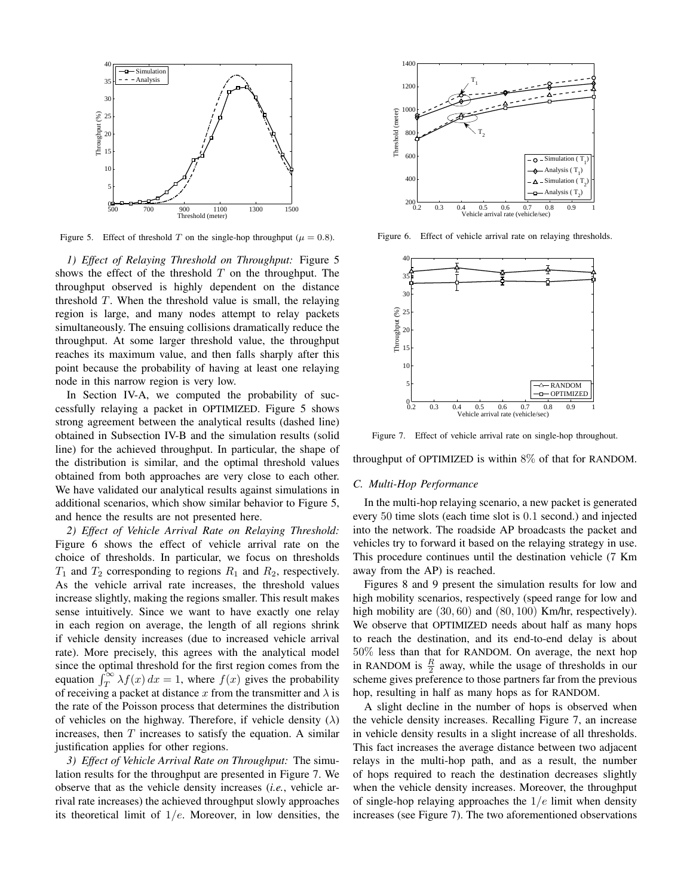Figure 5. Effect of threshold $T$ on the single-hop throughput ($\mu = 0.8$).

Figure 6. Effect of vehicle arrival rate on relaying thresholds.

Figure 7. Effect of vehicle arrival rate on single-hop throughout.

*1) Effect of Relaying Threshold on Throughput:* Figure 5 shows the effect of the threshold $T$ on the throughput. The throughput observed is highly dependent on the distance threshold $T$. When the threshold value is small, the relaying region is large, and many nodes attempt to relay packets simultaneously. The ensuing collisions dramatically reduce the throughput. At some larger threshold value, the throughput reaches its maximum value, and then falls sharply after this point because the probability of having at least one relaying node in this narrow region is very low.

In Section IV-A, we computed the probability of successfully relaying a packet in OPTIMIZED. Figure 5 shows strong agreement between the analytical results (dashed line) obtained in Subsection IV-B and the simulation results (solid line) for the achieved throughput. In particular, the shape of the distribution is similar, and the optimal threshold values obtained from both approaches are very close to each other. We have validated our analytical results against simulations in additional scenarios, which show similar behavior to Figure 5, and hence the results are not presented here.

*2) Effect of Vehicle Arrival Rate on Relaying Threshold:* Figure 6 shows the effect of vehicle arrival rate on the choice of thresholds. In particular, we focus on thresholds $T_1$ and $T_2$ corresponding to regions $R_1$ and $R_2$, respectively. As the vehicle arrival rate increases, the threshold values increase slightly, making the regions smaller. This result makes sense intuitively. Since we want to have exactly one relay in each region on average, the length of all regions shrink if vehicle density increases (due to increased vehicle arrival rate). More precisely, this agrees with the analytical model since the optimal threshold for the first region comes from the equation $\int_T^{\infty} \lambda f(x)\, dx = 1$, where $f(x)$ gives the probability of receiving a packet at distance $x$ from the transmitter and $\lambda$ is the rate of the Poisson process that determines the distribution of vehicles on the highway. Therefore, if vehicle density ($\lambda$) increases, then $T$ increases to satisfy the equation. A similar justification applies for other regions.

*3) Effect of Vehicle Arrival Rate on Throughput:* The simulation results for the throughput are presented in Figure 7. We observe that as the vehicle density increases (*i.e.*, vehicle arrival rate increases) the achieved throughput slowly approaches its theoretical limit of $1/e$. Moreover, in low densities, the throughput of OPTIMIZED is within $8\%$ of that for RANDOM.

### C. Multi-Hop Performance

In the multi-hop relaying scenario, a new packet is generated every $50$ time slots (each time slot is $0.1$ second.) and injected into the network. The roadside AP broadcasts the packet and vehicles try to forward it based on the relaying strategy in use. This procedure continues until the destination vehicle (7 Km away from the AP) is reached.

Figures 8 and 9 present the simulation results for low and high mobility scenarios, respectively (speed range for low and high mobility are $(30, 60)$ and $(80, 100)$ Km/hr, respectively). We observe that OPTIMIZED needs about half as many hops to reach the destination, and its end-to-end delay is about $50\%$ less than that for RANDOM. On average, the next hop in RANDOM is $\frac{R}{2}$ away, while the usage of thresholds in our scheme gives preference to those partners far from the previous hop, resulting in half as many hops as for RANDOM.

A slight decline in the number of hops is observed when the vehicle density increases. Recalling Figure 7, an increase in vehicle density results in a slight increase of all thresholds. This fact increases the average distance between two adjacent relays in the multi-hop path, and as a result, the number of hops required to reach the destination decreases slightly when the vehicle density increases. Moreover, the throughput of single-hop relaying approaches the $1/e$ limit when density increases (see Figure 7). The two aforementioned observations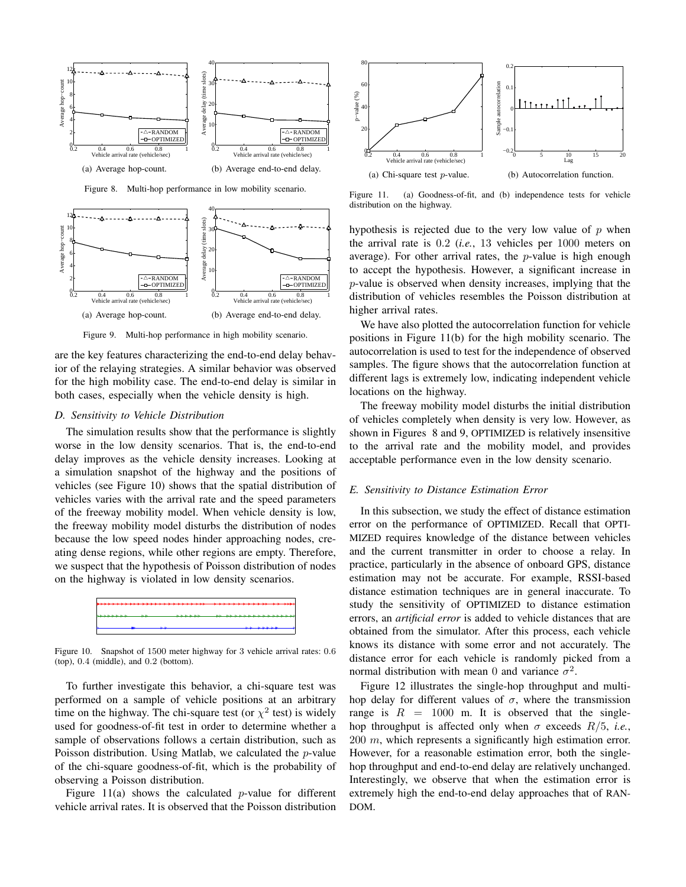(a) Average hop-count. (b) Average end-to-end delay.

Figure 8. Multi-hop performance in low mobility scenario.

(a) Average hop-count. (b) Average end-to-end delay.

Figure 9. Multi-hop performance in high mobility scenario.

are the key features characterizing the end-to-end delay behavior of the relaying strategies. A similar behavior was observed for the high mobility case. The end-to-end delay is similar in both cases, especially when the vehicle density is high.

### D. Sensitivity to Vehicle Distribution

The simulation results show that the performance is slightly worse in the low density scenarios. That is, the end-to-end delay improves as the vehicle density increases. Looking at a simulation snapshot of the highway and the positions of vehicles (see Figure 10) shows that the spatial distribution of vehicles varies with the arrival rate and the speed parameters of the freeway mobility model. When vehicle density is low, the freeway mobility model disturbs the distribution of nodes because the low speed nodes hinder approaching nodes, creating dense regions, while other regions are empty. Therefore, we suspect that the hypothesis of Poisson distribution of nodes on the highway is violated in low density scenarios.

Figure 10. Snapshot of 1500 meter highway for 3 vehicle arrival rates: 0.6 (top), 0.4 (middle), and 0.2 (bottom).

To further investigate this behavior, a chi-square test was performed on a sample of vehicle positions at an arbitrary time on the highway. The chi-square test (or $\chi^2$ test) is widely used for goodness-of-fit test in order to determine whether a sample of observations follows a certain distribution, such as Poisson distribution. Using Matlab, we calculated the $p$-value of the chi-square goodness-of-fit, which is the probability of observing a Poisson distribution.

Figure 11(a) shows the calculated $p$-value for different vehicle arrival rates. It is observed that the Poisson distribution hypothesis is rejected due to the very low value of $p$ when the arrival rate is $0.2$ (*i.e.*, $13$ vehicles per $1000$ meters on average). For other arrival rates, the $p$-value is high enough to accept the hypothesis. However, a significant increase in $p$-value is observed when density increases, implying that the distribution of vehicles resembles the Poisson distribution at higher arrival rates.

(a) Chi-square test $p$-value. (b) Autocorrelation function.

Figure 11. (a) Goodness-of-fit, and (b) independence tests for vehicle distribution on the highway.

We have also plotted the autocorrelation function for vehicle positions in Figure 11(b) for the high mobility scenario. The autocorrelation is used to test for the independence of observed samples. The figure shows that the autocorrelation function at different lags is extremely low, indicating independent vehicle locations on the highway.

The freeway mobility model disturbs the initial distribution of vehicles completely when density is very low. However, as shown in Figures 8 and 9, OPTIMIZED is relatively insensitive to the arrival rate and the mobility model, and provides acceptable performance even in the low density scenario.

### E. Sensitivity to Distance Estimation Error

In this subsection, we study the effect of distance estimation error on the performance of OPTIMIZED. Recall that OPTIMIZED requires knowledge of the distance between vehicles and the current transmitter in order to choose a relay. In practice, particularly in the absence of onboard GPS, distance estimation may not be accurate. For example, RSSI-based distance estimation techniques are in general inaccurate. To study the sensitivity of OPTIMIZED to distance estimation errors, an *artificial error* is added to vehicle distances that are obtained from the simulator. After this process, each vehicle knows its distance with some error and not accurately. The distance error for each vehicle is randomly picked from a normal distribution with mean $0$ and variance $\sigma^2$.

Figure 12 illustrates the single-hop throughput and multi-hop delay for different values of $\sigma$, where the transmission range is $R = 1000$ m. It is observed that the single-hop throughput is affected only when $\sigma$ exceeds $R/5$, *i.e.*, $200$ $m$, which represents a significantly high estimation error. However, for a reasonable estimation error, both the single-hop throughput and end-to-end delay are relatively unchanged. Interestingly, we observe that when the estimation error is extremely high the end-to-end delay approaches that of RANDOM.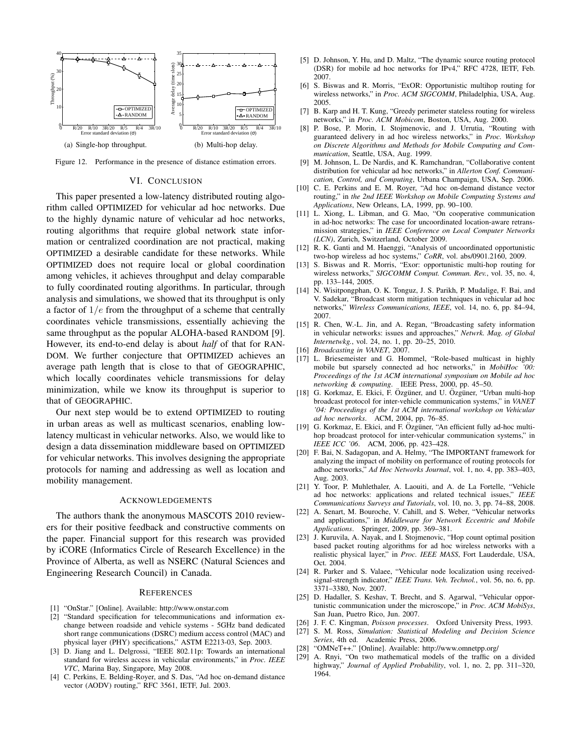40
30
20
10
0
Throughput (%)
0 R/20 R/10 3R/20 R/5 R/4 3R/10
Error standard deviation (σ)
OPTIMIZED
RANDOM

(a) Single-hop throughput.

35
30
25
20
15
10
5
0
Average delay (time slots)
0 R/20 R/10 3R/20 R/5 R/4 3R/10
Error standard deviation (σ)
OPTIMIZED
RANDOM

(b) Multi-hop delay.

Figure 12. Performance in the presence of distance estimation errors.

## VI. Conclusion

This paper presented a low-latency distributed routing algorithm called OPTIMIZED for vehicular ad hoc networks. Due to the highly dynamic nature of vehicular ad hoc networks, routing algorithms that require global network state information or centralized coordination are not practical, making OPTIMIZED a desirable candidate for these networks. While OPTIMIZED does not require local or global coordination among vehicles, it achieves throughput and delay comparable to fully coordinated routing algorithms. In particular, through analysis and simulations, we showed that its throughput is only a factor of $1/e$ from the throughput of a scheme that centrally coordinates vehicle transmissions, essentially achieving the same throughput as the popular ALOHA-based RANDOM [9]. However, its end-to-end delay is about *half* of that for RANDOM. We further conjecture that OPTIMIZED achieves an average path length that is close to that of GEOGRAPHIC, which locally coordinates vehicle transmissions for delay minimization, while we know its throughput is superior to that of GEOGRAPHIC.

Our next step would be to extend OPTIMIZED to routing in urban areas as well as multicast scenarios, enabling low-latency multicast in vehicular networks. Also, we would like to design a data dissemination middleware based on OPTIMIZED for vehicular networks. This involves designing the appropriate protocols for naming and addressing as well as location and mobility management.

## Acknowledgements

The authors thank the anonymous MASCOTS 2010 reviewers for their positive feedback and constructive comments on the paper. Financial support for this research was provided by iCORE (Informatics Circle of Research Excellence) in the Province of Alberta, as well as NSERC (Natural Sciences and Engineering Research Council) in Canada.

## References

[1] "OnStar." [Online]. Available: http://www.onstar.com

[2] "Standard specification for telecommunications and information exchange between roadside and vehicle systems - 5GHz band dedicated short range communications (DSRC) medium access control (MAC) and physical layer (PHY) specifications," ASTM E2213-03, Sep. 2003.

[3] D. Jiang and L. Delgrossi, "IEEE 802.11p: Towards an international standard for wireless access in vehicular environments," in *Proc. IEEE VTC*, Marina Bay, Singapore, May 2008.

[4] C. Perkins, E. Belding-Royer, and S. Das, "Ad hoc on-demand distance vector (AODV) routing," RFC 3561, IETF, Jul. 2003.

[5] D. Johnson, Y. Hu, and D. Maltz, "The dynamic source routing protocol (DSR) for mobile ad hoc networks for IPv4," RFC 4728, IETF, Feb. 2007.

[6] S. Biswas and R. Morris, "ExOR: Opportunistic multihop routing for wireless networks," in *Proc. ACM SIGCOMM*, Philadelphia, USA, Aug. 2005.

[7] B. Karp and H. T. Kung, "Greedy perimeter stateless routing for wireless networks," in *Proc. ACM Mobicom*, Boston, USA, Aug. 2000.

[8] P. Bose, P. Morin, I. Stojmenovic, and J. Urrutia, "Routing with guaranteed delivery in ad hoc wireless networks," in *Proc. Workshop on Discrete Algorithms and Methods for Mobile Computing and Communication*, Seattle, USA, Aug. 1999.

[9] M. Johnson, L. De Nardis, and K. Ramchandran, "Collaborative content distribution for vehicular ad hoc networks," in *Allerton Conf. Communication, Control, and Computing*, Urbana Champaign, USA, Sep. 2006.

[10] C. E. Perkins and E. M. Royer, "Ad hoc on-demand distance vector routing," in *the 2nd IEEE Workshop on Mobile Computing Systems and Applications*, New Orleans, LA, 1999, pp. 90–100.

[11] L. Xiong, L. Libman, and G. Mao, "On cooperative communication in ad-hoc networks: The case for uncoordinated location-aware retransmission strategies," in *IEEE Conference on Local Computer Networks (LCN)*, Zurich, Switzerland, October 2009.

[12] R. K. Ganti and M. Haenggi, "Analysis of uncoordinated opportunistic two-hop wireless ad hoc systems," *CoRR*, vol. abs/0901.2160, 2009.

[13] S. Biswas and R. Morris, "Exor: opportunistic multi-hop routing for wireless networks," *SIGCOMM Comput. Commun. Rev.*, vol. 35, no. 4, pp. 133–144, 2005.

[14] N. Wisitpongphan, O. K. Tonguz, J. S. Parikh, P. Mudalige, F. Bai, and V. Sadekar, "Broadcast storm mitigation techniques in vehicular ad hoc networks," *Wireless Communications, IEEE*, vol. 14, no. 6, pp. 84–94, 2007.

[15] R. Chen, W.-L. Jin, and A. Regan, "Broadcasting safety information in vehicular networks: issues and approaches," *Netwrk. Mag. of Global Internetwkg.*, vol. 24, no. 1, pp. 20–25, 2010.

[16] *Broadcasting in VANET*, 2007.

[17] L. Briesemeister and G. Hommel, "Role-based multicast in highly mobile but sparsely connected ad hoc networks," in *MobiHoc '00: Proceedings of the 1st ACM international symposium on Mobile ad hoc networking & computing*. IEEE Press, 2000, pp. 45–50.

[18] G. Korkmaz, E. Ekici, F. Özgüner, and U. Özgüner, "Urban multi-hop broadcast protocol for inter-vehicle communication systems," in *VANET '04: Proceedings of the 1st ACM international workshop on Vehicular ad hoc networks*. ACM, 2004, pp. 76–85.

[19] G. Korkmaz, E. Ekici, and F. Özgüner, "An efficient fully ad-hoc multihop broadcast protocol for inter-vehicular communication systems," in *IEEE ICC '06*. ACM, 2006, pp. 423–428.

[20] F. Bai, N. Sadagopan, and A. Helmy, "The IMPORTANT framework for analyzing the impact of mobility on performance of routing protocols for adhoc networks," *Ad Hoc Networks Journal*, vol. 1, no. 4, pp. 383–403, Aug. 2003.

[21] Y. Toor, P. Muhlethaler, A. Laouiti, and A. de La Fortelle, "Vehicle ad hoc networks: applications and related technical issues," *IEEE Communications Surveys and Tutorials*, vol. 10, no. 3, pp. 74–88, 2008.

[22] A. Senart, M. Bouroche, V. Cahill, and S. Weber, "Vehicular networks and applications," in *Middleware for Network Eccentric and Mobile Applications*. Springer, 2009, pp. 369–381.

[23] J. Kuruvila, A. Nayak, and I. Stojmenovic, "Hop count optimal position based packet routing algorithms for ad hoc wireless networks with a realistic physical layer," in *Proc. IEEE MASS*, Fort Lauderdale, USA, Oct. 2004.

[24] R. Parker and S. Valaee, "Vehicular node localization using received-signal-strength indicator," *IEEE Trans. Veh. Technol.*, vol. 56, no. 6, pp. 3371–3380, Nov. 2007.

[25] D. Hadaller, S. Keshav, T. Brecht, and S. Agarwal, "Vehicular opportunistic communication under the microscope," in *Proc. ACM MobiSys*, San Juan, Puetro Rico, Jun. 2007.

[26] J. F. C. Kingman, *Poisson processes*. Oxford University Press, 1993.

[27] S. M. Ross, *Simulation: Statistical Modeling and Decision Science Series*, 4th ed. Academic Press, 2006.

[28] "OMNeT++." [Online]. Available: http://www.omnetpp.org/

[29] A. Rnyi, "On two mathematical models of the traffic on a divided highway," *Journal of Applied Probability*, vol. 1, no. 2, pp. 311–320, 1964.